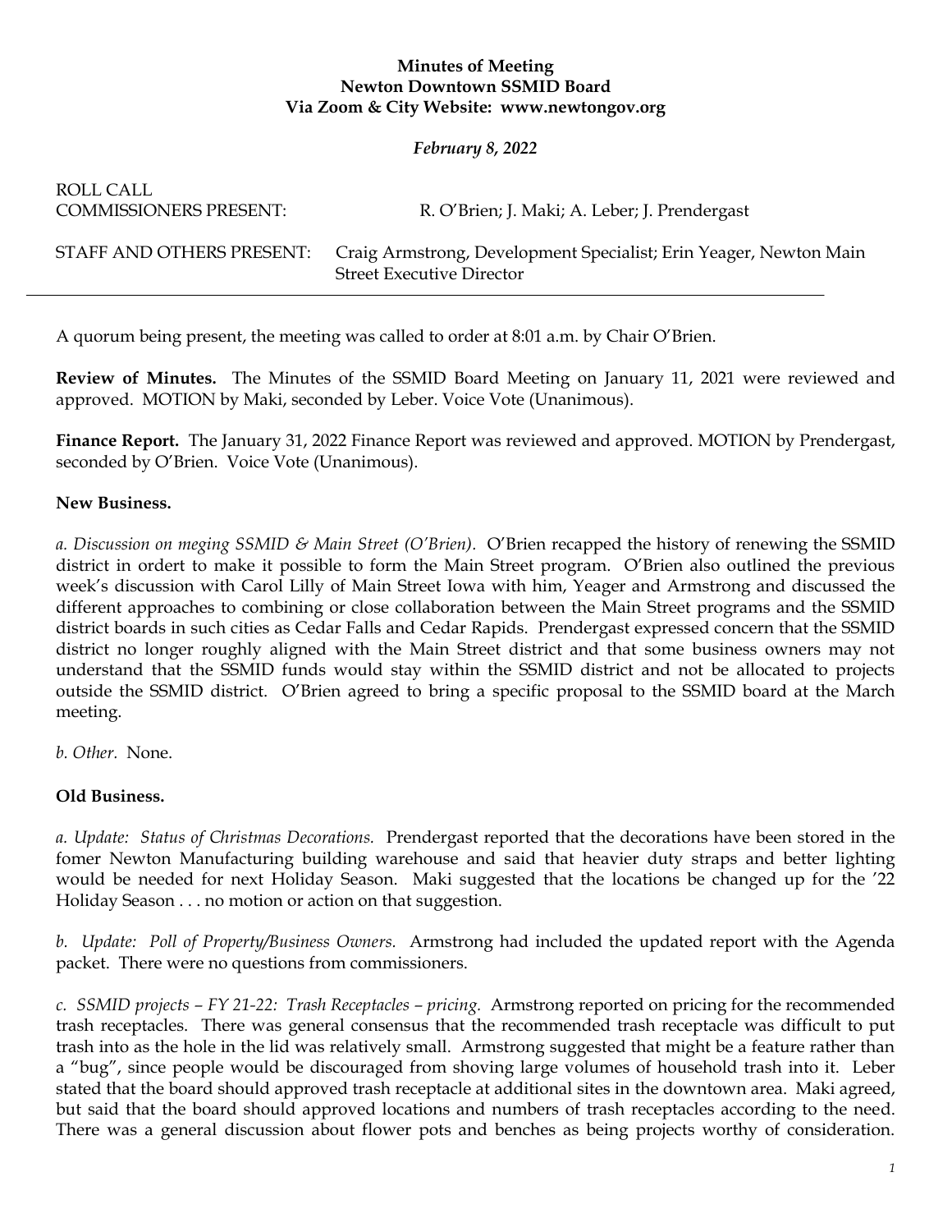**Minutes of Meeting**
**Newton Downtown SSMID Board**
**Via Zoom & City Website: www.newtongov.org**

***February 8, 2022***

ROLL CALL
COMMISSIONERS PRESENT: R. O'Brien; J. Maki; A. Leber; J. Prendergast

STAFF AND OTHERS PRESENT: Craig Armstrong, Development Specialist; Erin Yeager, Newton Main Street Executive Director

---

A quorum being present, the meeting was called to order at 8:01 a.m. by Chair O'Brien.

**Review of Minutes.** The Minutes of the SSMID Board Meeting on January 11, 2021 were reviewed and approved. MOTION by Maki, seconded by Leber. Voice Vote (Unanimous).

**Finance Report.** The January 31, 2022 Finance Report was reviewed and approved. MOTION by Prendergast, seconded by O'Brien. Voice Vote (Unanimous).

**New Business.**

*a. Discussion on meging SSMID & Main Street (O'Brien).* O'Brien recapped the history of renewing the SSMID district in ordert to make it possible to form the Main Street program. O'Brien also outlined the previous week's discussion with Carol Lilly of Main Street Iowa with him, Yeager and Armstrong and discussed the different approaches to combining or close collaboration between the Main Street programs and the SSMID district boards in such cities as Cedar Falls and Cedar Rapids. Prendergast expressed concern that the SSMID district no longer roughly aligned with the Main Street district and that some business owners may not understand that the SSMID funds would stay within the SSMID district and not be allocated to projects outside the SSMID district. O'Brien agreed to bring a specific proposal to the SSMID board at the March meeting.

*b. Other.* None.

**Old Business.**

*a. Update: Status of Christmas Decorations.* Prendergast reported that the decorations have been stored in the fomer Newton Manufacturing building warehouse and said that heavier duty straps and better lighting would be needed for next Holiday Season. Maki suggested that the locations be changed up for the '22 Holiday Season . . . no motion or action on that suggestion.

*b. Update: Poll of Property/Business Owners.* Armstrong had included the updated report with the Agenda packet. There were no questions from commissioners.

*c. SSMID projects – FY 21-22: Trash Receptacles – pricing.* Armstrong reported on pricing for the recommended trash receptacles. There was general consensus that the recommended trash receptacle was difficult to put trash into as the hole in the lid was relatively small. Armstrong suggested that might be a feature rather than a "bug", since people would be discouraged from shoving large volumes of household trash into it. Leber stated that the board should approved trash receptacle at additional sites in the downtown area. Maki agreed, but said that the board should approved locations and numbers of trash receptacles according to the need. There was a general discussion about flower pots and benches as being projects worthy of consideration.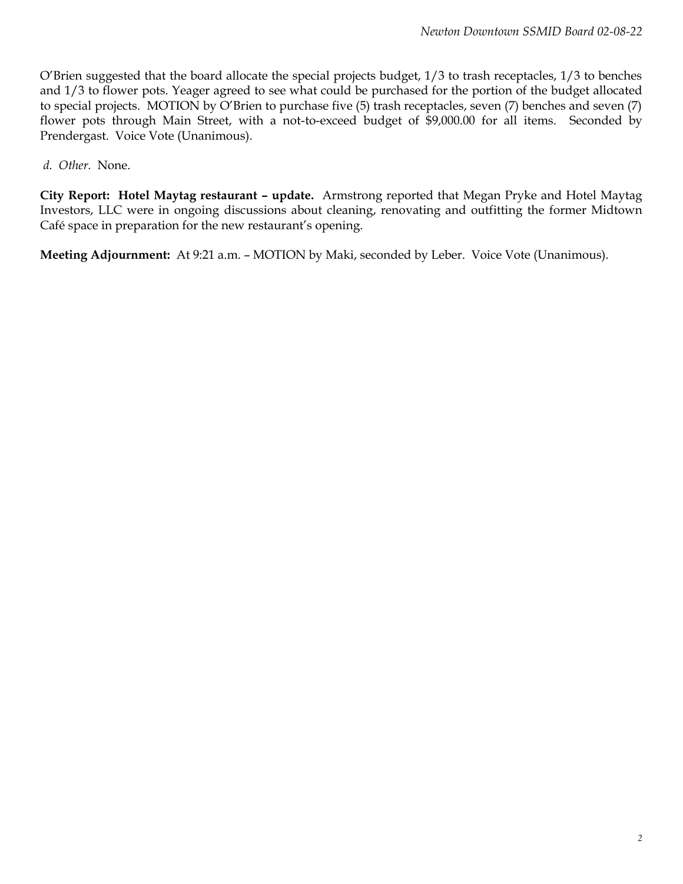O'Brien suggested that the board allocate the special projects budget, 1/3 to trash receptacles, 1/3 to benches and 1/3 to flower pots. Yeager agreed to see what could be purchased for the portion of the budget allocated to special projects. MOTION by O'Brien to purchase five (5) trash receptacles, seven (7) benches and seven (7) flower pots through Main Street, with a not-to-exceed budget of $9,000.00 for all items. Seconded by Prendergast. Voice Vote (Unanimous).

*d. Other.* None.

**City Report: Hotel Maytag restaurant – update.** Armstrong reported that Megan Pryke and Hotel Maytag Investors, LLC were in ongoing discussions about cleaning, renovating and outfitting the former Midtown Café space in preparation for the new restaurant's opening.

**Meeting Adjournment:** At 9:21 a.m. – MOTION by Maki, seconded by Leber. Voice Vote (Unanimous).